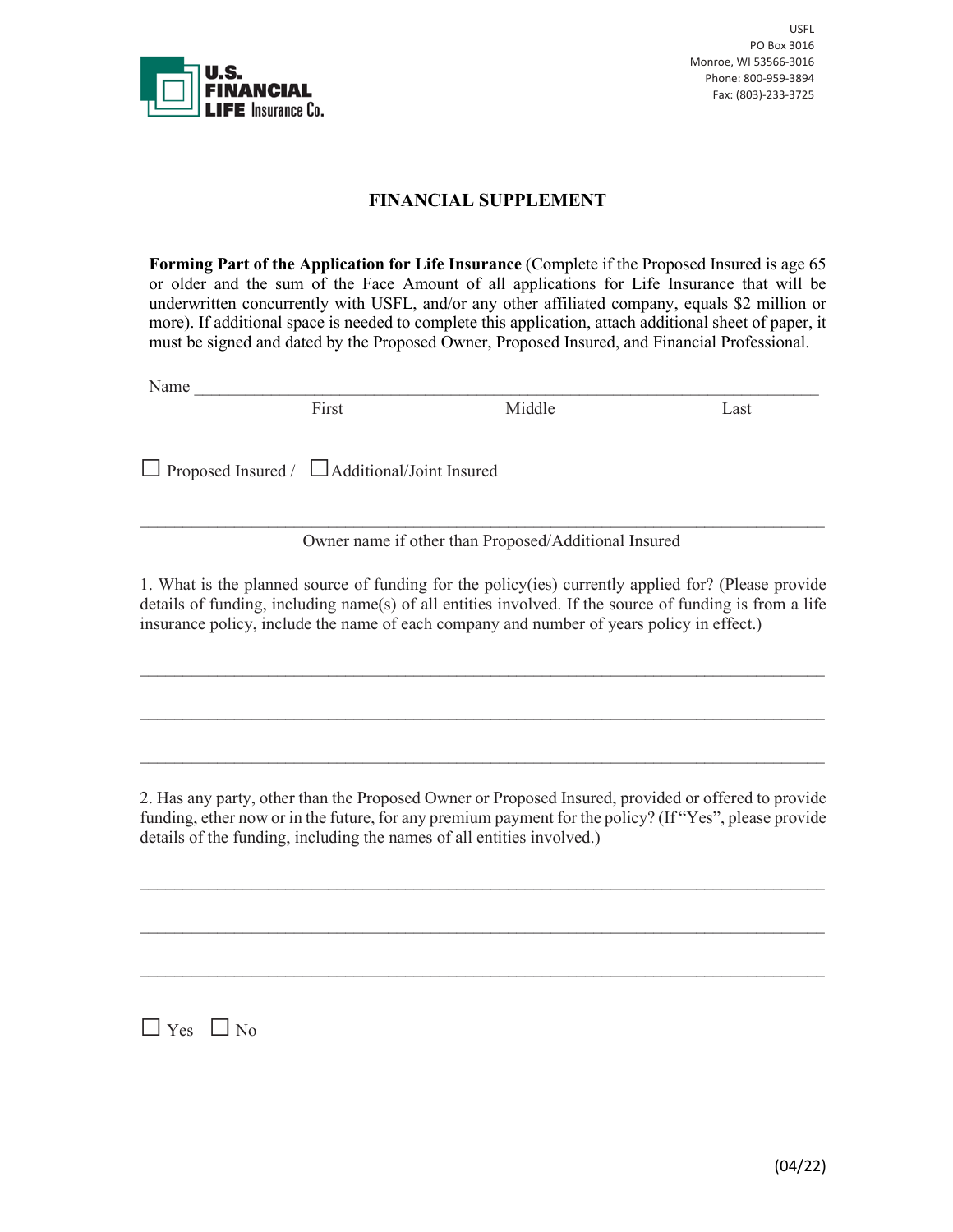U.S. FINANCIAL LIFE Insurance Co.

USFL
PO Box 3016
Monroe, WI 53566-3016
Phone: 800-959-3894
Fax: (803)-233-3725

# FINANCIAL SUPPLEMENT

**Forming Part of the Application for Life Insurance** (Complete if the Proposed Insured is age 65 or older and the sum of the Face Amount of all applications for Life Insurance that will be underwritten concurrently with USFL, and/or any other affiliated company, equals $2 million or more). If additional space is needed to complete this application, attach additional sheet of paper, it must be signed and dated by the Proposed Owner, Proposed Insured, and Financial Professional.

Name ______________________________________________
First Middle Last

☐ Proposed Insured / ☐ Additional/Joint Insured

______________________________________________
Owner name if other than Proposed/Additional Insured

1. What is the planned source of funding for the policy(ies) currently applied for? (Please provide details of funding, including name(s) of all entities involved. If the source of funding is from a life insurance policy, include the name of each company and number of years policy in effect.)

______________________________________________

______________________________________________

______________________________________________

2. Has any party, other than the Proposed Owner or Proposed Insured, provided or offered to provide funding, ether now or in the future, for any premium payment for the policy? (If "Yes", please provide details of the funding, including the names of all entities involved.)

______________________________________________

______________________________________________

______________________________________________

☐ Yes ☐ No

(04/22)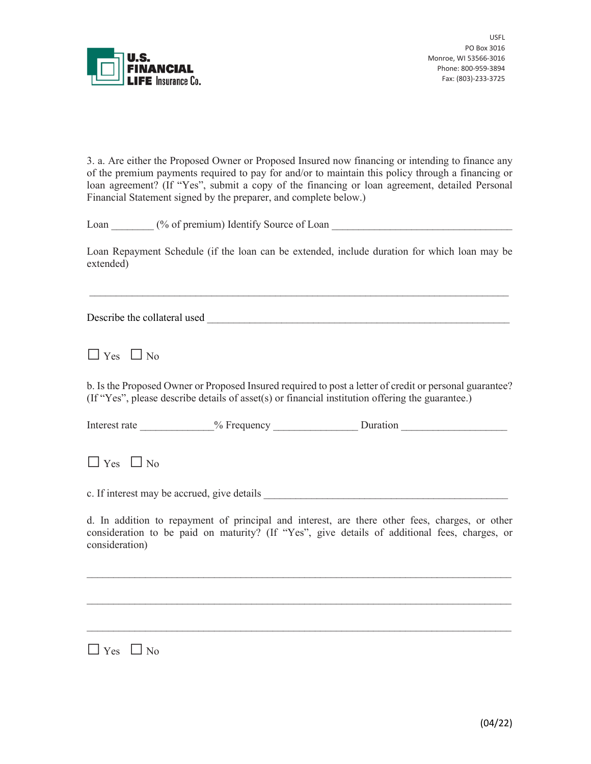U.S. FINANCIAL LIFE Insurance Co.

USFL
PO Box 3016
Monroe, WI 53566-3016
Phone: 800-959-3894
Fax: (803)-233-3725

3. a. Are either the Proposed Owner or Proposed Insured now financing or intending to finance any of the premium payments required to pay for and/or to maintain this policy through a financing or loan agreement? (If "Yes", submit a copy of the financing or loan agreement, detailed Personal Financial Statement signed by the preparer, and complete below.)

Loan ________ (% of premium) Identify Source of Loan __________________________________

Loan Repayment Schedule (if the loan can be extended, include duration for which loan may be extended)

_______________________________________________________________________________

Describe the collateral used ___________________________________________________________

☐ Yes ☐ No

b. Is the Proposed Owner or Proposed Insured required to post a letter of credit or personal guarantee? (If "Yes", please describe details of asset(s) or financial institution offering the guarantee.)

Interest rate ______________% Frequency ________________ Duration ____________________

☐ Yes ☐ No

c. If interest may be accrued, give details ________________________________________________

d. In addition to repayment of principal and interest, are there other fees, charges, or other consideration to be paid on maturity? (If "Yes", give details of additional fees, charges, or consideration)

_______________________________________________________________________________

_______________________________________________________________________________

_______________________________________________________________________________

☐ Yes ☐ No

(04/22)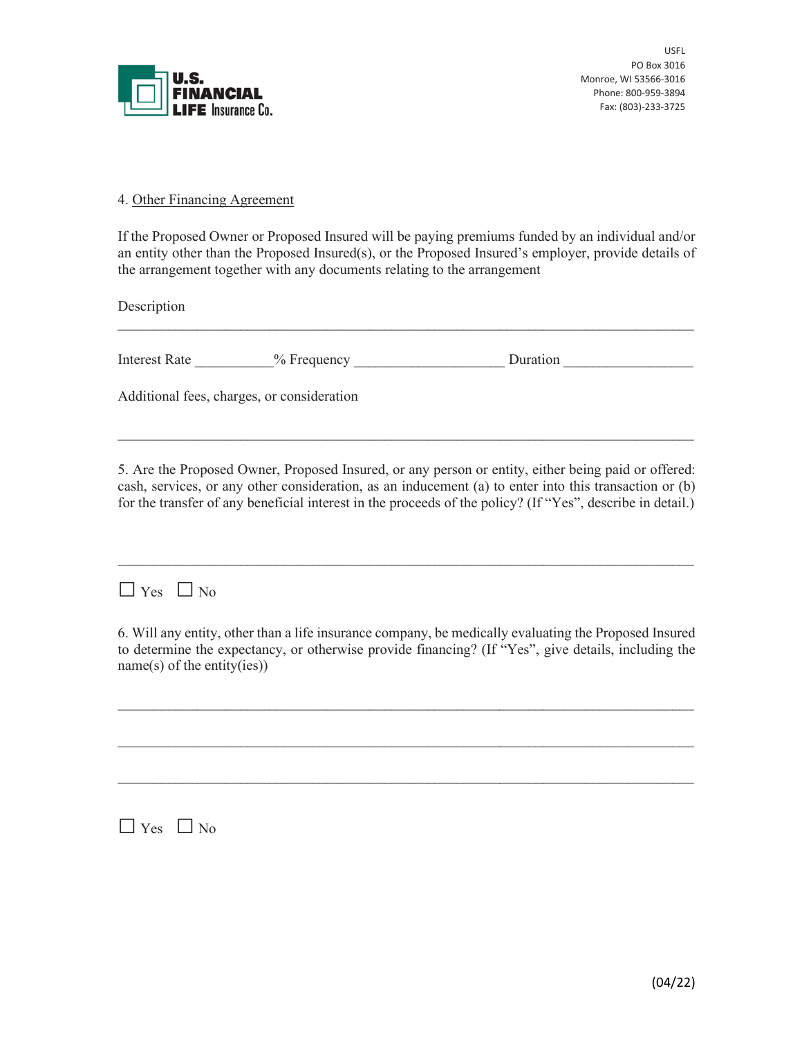USFL
PO Box 3016
Monroe, WI 53566-3016
Phone: 800-959-3894
Fax: (803)-233-3725

4. Other Financing Agreement

If the Proposed Owner or Proposed Insured will be paying premiums funded by an individual and/or an entity other than the Proposed Insured(s), or the Proposed Insured's employer, provide details of the arrangement together with any documents relating to the arrangement

Description

______________________________________________________________________________

Interest Rate __________% Frequency ____________________ Duration _________________

Additional fees, charges, or consideration

______________________________________________________________________________

5. Are the Proposed Owner, Proposed Insured, or any person or entity, either being paid or offered: cash, services, or any other consideration, as an inducement (a) to enter into this transaction or (b) for the transfer of any beneficial interest in the proceeds of the policy? (If "Yes", describe in detail.)

______________________________________________________________________________

☐ Yes ☐ No

6. Will any entity, other than a life insurance company, be medically evaluating the Proposed Insured to determine the expectancy, or otherwise provide financing? (If "Yes", give details, including the name(s) of the entity(ies))

______________________________________________________________________________

______________________________________________________________________________

______________________________________________________________________________

☐ Yes ☐ No

(04/22)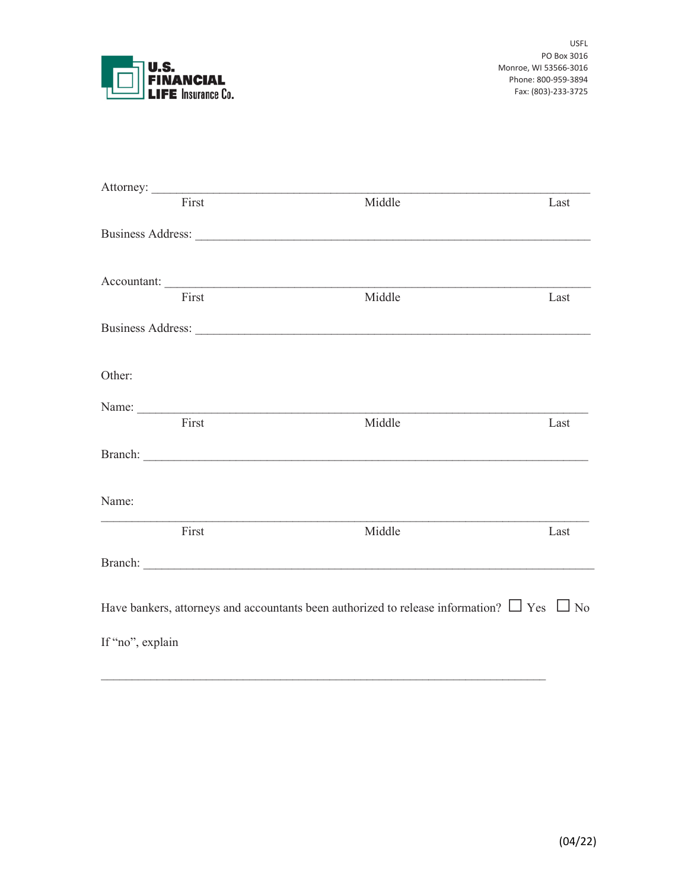U.S. FINANCIAL LIFE Insurance Co.

USFL
PO Box 3016
Monroe, WI 53566-3016
Phone: 800-959-3894
Fax: (803)-233-3725

Attorney: ___________________________________________________________________
First Middle Last

Business Address: ____________________________________________________________

Accountant: _________________________________________________________________
First Middle Last

Business Address: ____________________________________________________________

Other:

Name: ______________________________________________________________________
First Middle Last

Branch: _____________________________________________________________________

Name:

____________________________________________________________________________
First Middle Last

Branch: _____________________________________________________________________

Have bankers, attorneys and accountants been authorized to release information? ☐ Yes ☐ No

If "no", explain

____________________________________________________________________________

(04/22)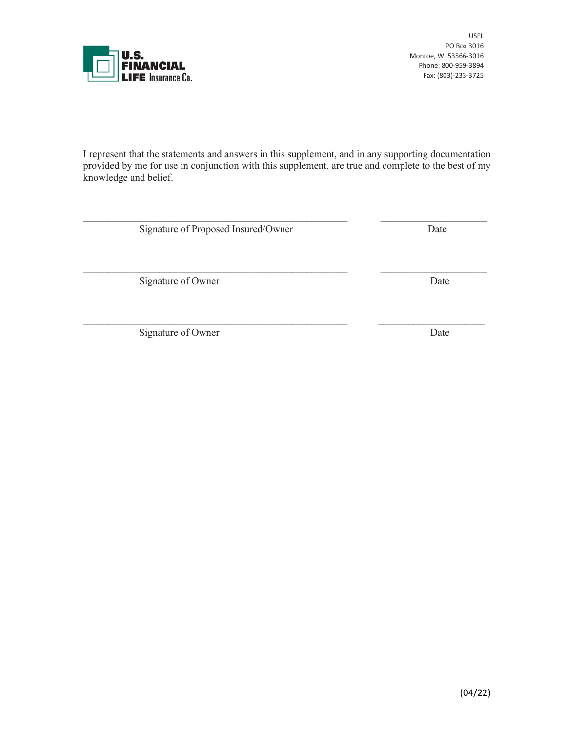U.S. FINANCIAL LIFE Insurance Co.

USFL
PO Box 3016
Monroe, WI 53566-3016
Phone: 800-959-3894
Fax: (803)-233-3725

I represent that the statements and answers in this supplement, and in any supporting documentation provided by me for use in conjunction with this supplement, are true and complete to the best of my knowledge and belief.

| | |
|---|---|
| _______________________________________________ | ____________________ |
| Signature of Proposed Insured/Owner | Date |
| _______________________________________________ | ____________________ |
| Signature of Owner | Date |
| _______________________________________________ | ____________________ |
| Signature of Owner | Date |

(04/22)